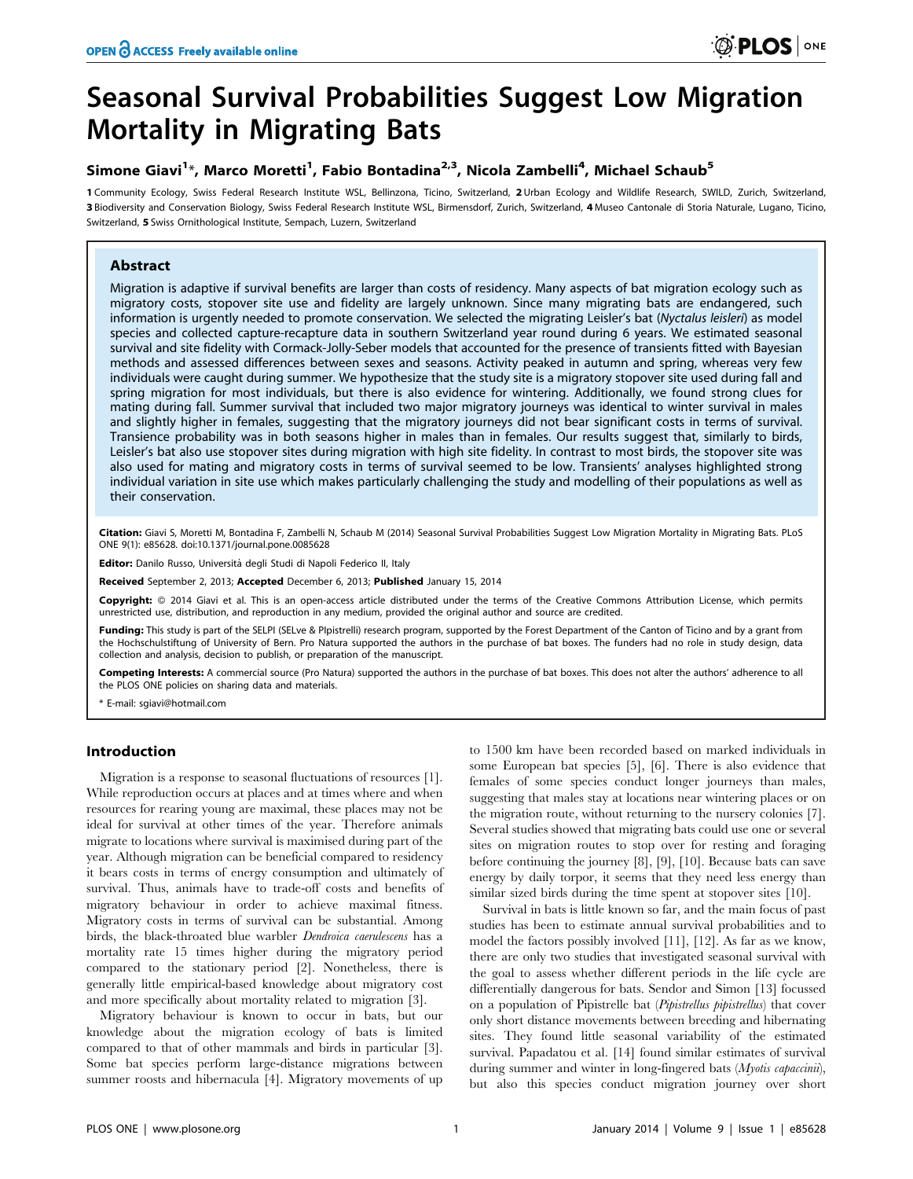# Seasonal Survival Probabilities Suggest Low Migration Mortality in Migrating Bats

**Simone Giavi[1]*, Marco Moretti[1], Fabio Bontadina[2,3], Nicola Zambelli[4], Michael Schaub[5]**

1 Community Ecology, Swiss Federal Research Institute WSL, Bellinzona, Ticino, Switzerland, 2 Urban Ecology and Wildlife Research, SWILD, Zurich, Switzerland, 3 Biodiversity and Conservation Biology, Swiss Federal Research Institute WSL, Birmensdorf, Zurich, Switzerland, 4 Museo Cantonale di Storia Naturale, Lugano, Ticino, Switzerland, 5 Swiss Ornithological Institute, Sempach, Luzern, Switzerland

## Abstract

Migration is adaptive if survival benefits are larger than costs of residency. Many aspects of bat migration ecology such as migratory costs, stopover site use and fidelity are largely unknown. Since many migrating bats are endangered, such information is urgently needed to promote conservation. We selected the migrating Leisler's bat (*Nyctalus leisleri*) as model species and collected capture-recapture data in southern Switzerland year round during 6 years. We estimated seasonal survival and site fidelity with Cormack-Jolly-Seber models that accounted for the presence of transients fitted with Bayesian methods and assessed differences between sexes and seasons. Activity peaked in autumn and spring, whereas very few individuals were caught during summer. We hypothesize that the study site is a migratory stopover site used during fall and spring migration for most individuals, but there is also evidence for wintering. Additionally, we found strong clues for mating during fall. Summer survival that included two major migratory journeys was identical to winter survival in males and slightly higher in females, suggesting that the migratory journeys did not bear significant costs in terms of survival. Transience probability was in both seasons higher in males than in females. Our results suggest that, similarly to birds, Leisler's bat also use stopover sites during migration with high site fidelity. In contrast to most birds, the stopover site was also used for mating and migratory costs in terms of survival seemed to be low. Transients' analyses highlighted strong individual variation in site use which makes particularly challenging the study and modelling of their populations as well as their conservation.

**Citation:** Giavi S, Moretti M, Bontadina F, Zambelli N, Schaub M (2014) Seasonal Survival Probabilities Suggest Low Migration Mortality in Migrating Bats. PLoS ONE 9(1): e85628. doi:10.1371/journal.pone.0085628

**Editor:** Danilo Russo, Università degli Studi di Napoli Federico II, Italy

**Received** September 2, 2013; **Accepted** December 6, 2013; **Published** January 15, 2014

**Copyright:** © 2014 Giavi et al. This is an open-access article distributed under the terms of the Creative Commons Attribution License, which permits unrestricted use, distribution, and reproduction in any medium, provided the original author and source are credited.

**Funding:** This study is part of the SELPI (SELve & PIpistrelli) research program, supported by the Forest Department of the Canton of Ticino and by a grant from the Hochschulstiftung of University of Bern. Pro Natura supported the authors in the purchase of bat boxes. The funders had no role in study design, data collection and analysis, decision to publish, or preparation of the manuscript.

**Competing Interests:** A commercial source (Pro Natura) supported the authors in the purchase of bat boxes. This does not alter the authors' adherence to all the PLOS ONE policies on sharing data and materials.

\* E-mail: sgiavi@hotmail.com

## Introduction

Migration is a response to seasonal fluctuations of resources [1]. While reproduction occurs at places and at times where and when resources for rearing young are maximal, these places may not be ideal for survival at other times of the year. Therefore animals migrate to locations where survival is maximised during part of the year. Although migration can be beneficial compared to residency it bears costs in terms of energy consumption and ultimately of survival. Thus, animals have to trade-off costs and benefits of migratory behaviour in order to achieve maximal fitness. Migratory costs in terms of survival can be substantial. Among birds, the black-throated blue warbler *Dendroica caerulescens* has a mortality rate 15 times higher during the migratory period compared to the stationary period [2]. Nonetheless, there is generally little empirical-based knowledge about migratory cost and more specifically about mortality related to migration [3].

Migratory behaviour is known to occur in bats, but our knowledge about the migration ecology of bats is limited compared to that of other mammals and birds in particular [3]. Some bat species perform large-distance migrations between summer roosts and hibernacula [4]. Migratory movements of up to 1500 km have been recorded based on marked individuals in some European bat species [5], [6]. There is also evidence that females of some species conduct longer journeys than males, suggesting that males stay at locations near wintering places or on the migration route, without returning to the nursery colonies [7]. Several studies showed that migrating bats could use one or several sites on migration routes to stop over for resting and foraging before continuing the journey [8], [9], [10]. Because bats can save energy by daily torpor, it seems that they need less energy than similar sized birds during the time spent at stopover sites [10].

Survival in bats is little known so far, and the main focus of past studies has been to estimate annual survival probabilities and to model the factors possibly involved [11], [12]. As far as we know, there are only two studies that investigated seasonal survival with the goal to assess whether different periods in the life cycle are differentially dangerous for bats. Sendor and Simon [13] focussed on a population of Pipistrelle bat (*Pipistrellus pipistrellus*) that cover only short distance movements between breeding and hibernating sites. They found little seasonal variability of the estimated survival. Papadatou et al. [14] found similar estimates of survival during summer and winter in long-fingered bats (*Myotis capaccinii*), but also this species conduct migration journey over short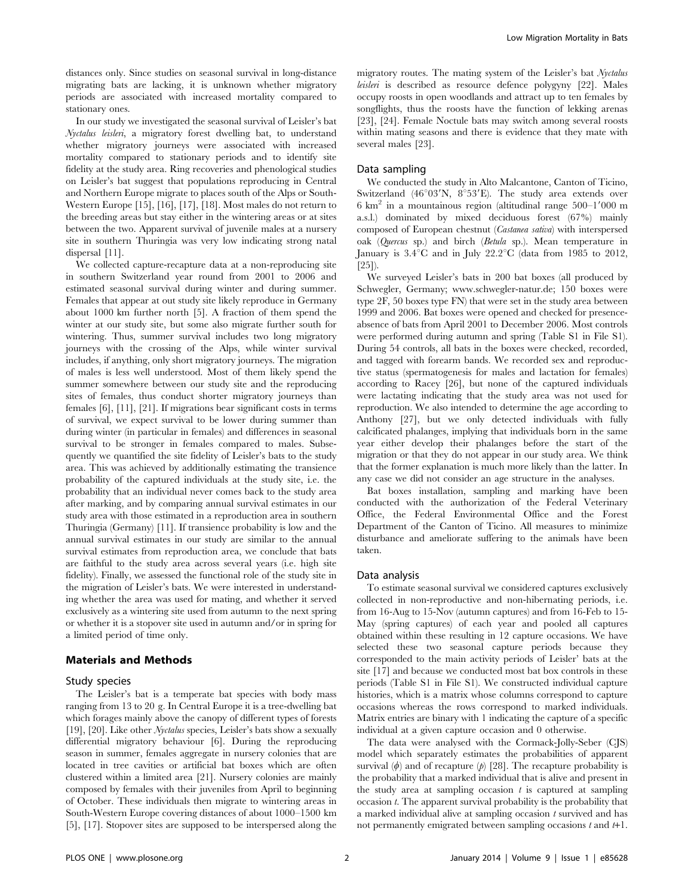distances only. Since studies on seasonal survival in long-distance migrating bats are lacking, it is unknown whether migratory periods are associated with increased mortality compared to stationary ones.

In our study we investigated the seasonal survival of Leisler's bat *Nyctalus leisleri*, a migratory forest dwelling bat, to understand whether migratory journeys were associated with increased mortality compared to stationary periods and to identify site fidelity at the study area. Ring recoveries and phenological studies on Leisler's bat suggest that populations reproducing in Central and Northern Europe migrate to places south of the Alps or South-Western Europe [15], [16], [17], [18]. Most males do not return to the breeding areas but stay either in the wintering areas or at sites between the two. Apparent survival of juvenile males at a nursery site in southern Thuringia was very low indicating strong natal dispersal [11].

We collected capture-recapture data at a non-reproducing site in southern Switzerland year round from 2001 to 2006 and estimated seasonal survival during winter and during summer. Females that appear at out study site likely reproduce in Germany about 1000 km further north [5]. A fraction of them spend the winter at our study site, but some also migrate further south for wintering. Thus, summer survival includes two long migratory journeys with the crossing of the Alps, while winter survival includes, if anything, only short migratory journeys. The migration of males is less well understood. Most of them likely spend the summer somewhere between our study site and the reproducing sites of females, thus conduct shorter migratory journeys than females [6], [11], [21]. If migrations bear significant costs in terms of survival, we expect survival to be lower during summer than during winter (in particular in females) and differences in seasonal survival to be stronger in females compared to males. Subsequently we quantified the site fidelity of Leisler's bats to the study area. This was achieved by additionally estimating the transience probability of the captured individuals at the study site, i.e. the probability that an individual never comes back to the study area after marking, and by comparing annual survival estimates in our study area with those estimated in a reproduction area in southern Thuringia (Germany) [11]. If transience probability is low and the annual survival estimates in our study are similar to the annual survival estimates from reproduction area, we conclude that bats are faithful to the study area across several years (i.e. high site fidelity). Finally, we assessed the functional role of the study site in the migration of Leisler's bats. We were interested in understanding whether the area was used for mating, and whether it served exclusively as a wintering site used from autumn to the next spring or whether it is a stopover site used in autumn and/or in spring for a limited period of time only.

## Materials and Methods

### Study species

The Leisler's bat is a temperate bat species with body mass ranging from 13 to 20 g. In Central Europe it is a tree-dwelling bat which forages mainly above the canopy of different types of forests [19], [20]. Like other *Nyctalus* species, Leisler's bats show a sexually differential migratory behaviour [6]. During the reproducing season in summer, females aggregate in nursery colonies that are located in tree cavities or artificial bat boxes which are often clustered within a limited area [21]. Nursery colonies are mainly composed by females with their juveniles from April to beginning of October. These individuals then migrate to wintering areas in South-Western Europe covering distances of about 1000–1500 km [5], [17]. Stopover sites are supposed to be interspersed along the migratory routes. The mating system of the Leisler's bat *Nyctalus leisleri* is described as resource defence polygyny [22]. Males occupy roosts in open woodlands and attract up to ten females by songflights, thus the roosts have the function of lekking arenas [23], [24]. Female Noctule bats may switch among several roosts within mating seasons and there is evidence that they mate with several males [23].

### Data sampling

We conducted the study in Alto Malcantone, Canton of Ticino, Switzerland (46°03′N, 8°53′E). The study area extends over 6 km$^2$ in a mountainous region (altitudinal range 500–1′000 m a.s.l.) dominated by mixed deciduous forest (67%) mainly composed of European chestnut (*Castanea sativa*) with interspersed oak (*Quercus* sp.) and birch (*Betula* sp.). Mean temperature in January is 3.4°C and in July 22.2°C (data from 1985 to 2012, [25]).

We surveyed Leisler's bats in 200 bat boxes (all produced by Schwegler, Germany; www.schwegler-natur.de; 150 boxes were type 2F, 50 boxes type FN) that were set in the study area between 1999 and 2006. Bat boxes were opened and checked for presence-absence of bats from April 2001 to December 2006. Most controls were performed during autumn and spring (Table S1 in File S1). During 54 controls, all bats in the boxes were checked, recorded, and tagged with forearm bands. We recorded sex and reproductive status (spermatogenesis for males and lactation for females) according to Racey [26], but none of the captured individuals were lactating indicating that the study area was not used for reproduction. We also intended to determine the age according to Anthony [27], but we only detected individuals with fully calcificated phalanges, implying that individuals born in the same year either develop their phalanges before the start of the migration or that they do not appear in our study area. We think that the former explanation is much more likely than the latter. In any case we did not consider an age structure in the analyses.

Bat boxes installation, sampling and marking have been conducted with the authorization of the Federal Veterinary Office, the Federal Environmental Office and the Forest Department of the Canton of Ticino. All measures to minimize disturbance and ameliorate suffering to the animals have been taken.

### Data analysis

To estimate seasonal survival we considered captures exclusively collected in non-reproductive and non-hibernating periods, i.e. from 16-Aug to 15-Nov (autumn captures) and from 16-Feb to 15-May (spring captures) of each year and pooled all captures obtained within these resulting in 12 capture occasions. We have selected these two seasonal capture periods because they corresponded to the main activity periods of Leisler' bats at the site [17] and because we conducted most bat box controls in these periods (Table S1 in File S1). We constructed individual capture histories, which is a matrix whose columns correspond to capture occasions whereas the rows correspond to marked individuals. Matrix entries are binary with 1 indicating the capture of a specific individual at a given capture occasion and 0 otherwise.

The data were analysed with the Cormack-Jolly-Seber (CJS) model which separately estimates the probabilities of apparent survival ($\phi$) and of recapture ($p$) [28]. The recapture probability is the probability that a marked individual that is alive and present in the study area at sampling occasion $t$ is captured at sampling occasion $t$. The apparent survival probability is the probability that a marked individual alive at sampling occasion $t$ survived and has not permanently emigrated between sampling occasions $t$ and $t$+1.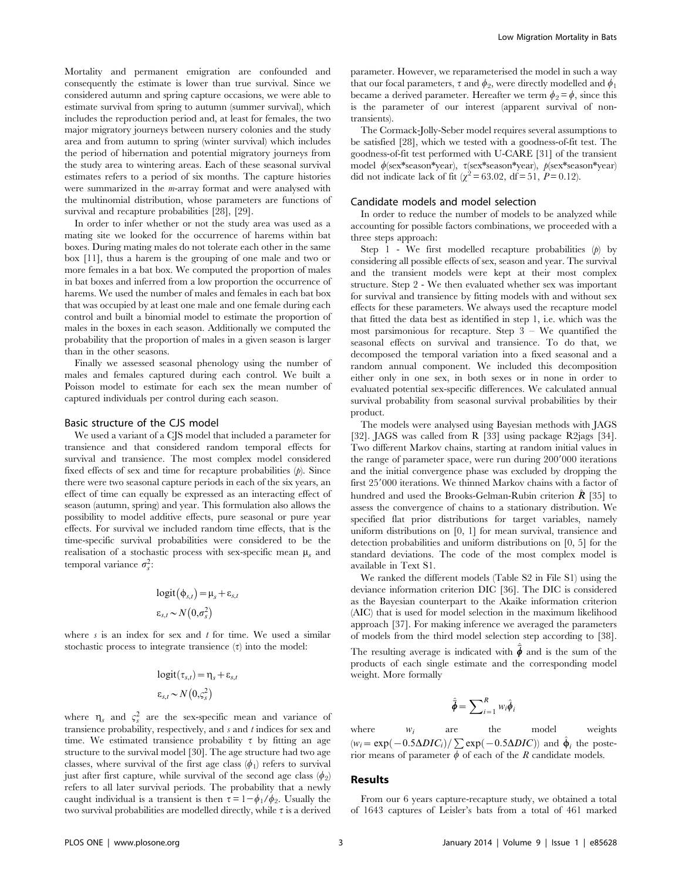Mortality and permanent emigration are confounded and consequently the estimate is lower than true survival. Since we considered autumn and spring capture occasions, we were able to estimate survival from spring to autumn (summer survival), which includes the reproduction period and, at least for females, the two major migratory journeys between nursery colonies and the study area and from autumn to spring (winter survival) which includes the period of hibernation and potential migratory journeys from the study area to wintering areas. Each of these seasonal survival estimates refers to a period of six months. The capture histories were summarized in the *m*-array format and were analysed with the multinomial distribution, whose parameters are functions of survival and recapture probabilities [28], [29].

In order to infer whether or not the study area was used as a mating site we looked for the occurrence of harems within bat boxes. During mating males do not tolerate each other in the same box [11], thus a harem is the grouping of one male and two or more females in a bat box. We computed the proportion of males in bat boxes and inferred from a low proportion the occurrence of harems. We used the number of males and females in each bat box that was occupied by at least one male and one female during each control and built a binomial model to estimate the proportion of males in the boxes in each season. Additionally we computed the probability that the proportion of males in a given season is larger than in the other seasons.

Finally we assessed seasonal phenology using the number of males and females captured during each control. We built a Poisson model to estimate for each sex the mean number of captured individuals per control during each season.

### Basic structure of the CJS model

We used a variant of a CJS model that included a parameter for transience and that considered random temporal effects for survival and transience. The most complex model considered fixed effects of sex and time for recapture probabilities ($p$). Since there were two seasonal capture periods in each of the six years, an effect of time can equally be expressed as an interacting effect of season (autumn, spring) and year. This formulation also allows the possibility to model additive effects, pure seasonal or pure year effects. For survival we included random time effects, that is the time-specific survival probabilities were considered to be the realisation of a stochastic process with sex-specific mean $\mu_s$ and temporal variance $\sigma_s^2$:

$$\text{logit}(\phi_{s,t}) = \mu_s + \varepsilon_{s,t}$$

$$\varepsilon_{s,t} \sim N(0, \sigma_s^2)$$

where $s$ is an index for sex and $t$ for time. We used a similar stochastic process to integrate transience ($\tau$) into the model:

$$\text{logit}(\tau_{s,t}) = \eta_s + \varepsilon_{s,t}$$

$$\varepsilon_{s,t} \sim N(0, \varsigma_s^2)$$

where $\eta_s$ and $\varsigma_s^2$ are the sex-specific mean and variance of transience probability, respectively, and $s$ and $t$ indices for sex and time. We estimated transience probability $\tau$ by fitting an age structure to the survival model [30]. The age structure had two age classes, where survival of the first age class ($\phi_1$) refers to survival just after first capture, while survival of the second age class ($\phi_2$) refers to all later survival periods. The probability that a newly caught individual is a transient is then $\tau = 1 - \phi_1/\phi_2$. Usually the two survival probabilities are modelled directly, while $\tau$ is a derived parameter. However, we reparameterised the model in such a way that our focal parameters, $\tau$ and $\phi_2$, were directly modelled and $\phi_1$ became a derived parameter. Hereafter we term $\phi_2 = \phi$, since this is the parameter of our interest (apparent survival of non-transients).

The Cormack-Jolly-Seber model requires several assumptions to be satisfied [28], which we tested with a goodness-of-fit test. The goodness-of-fit test performed with U-CARE [31] of the transient model $\phi$(sex\*season\*year), $\tau$(sex\*season\*year), $p$(sex\*season\*year) did not indicate lack of fit ($\chi^2 = 63.02$, df $= 51$, $P = 0.12$).

### Candidate models and model selection

In order to reduce the number of models to be analyzed while accounting for possible factors combinations, we proceeded with a three steps approach:

Step 1 - We first modelled recapture probabilities ($p$) by considering all possible effects of sex, season and year. The survival and the transient models were kept at their most complex structure. Step 2 - We then evaluated whether sex was important for survival and transience by fitting models with and without sex effects for these parameters. We always used the recapture model that fitted the data best as identified in step 1, i.e. which was the most parsimonious for recapture. Step 3 – We quantified the seasonal effects on survival and transience. To do that, we decomposed the temporal variation into a fixed seasonal and a random annual component. We included this decomposition either only in one sex, in both sexes or in none in order to evaluated potential sex-specific differences. We calculated annual survival probability from seasonal survival probabilities by their product.

The models were analysed using Bayesian methods with JAGS [32]. JAGS was called from R [33] using package R2jags [34]. Two different Markov chains, starting at random initial values in the range of parameter space, were run during 200′000 iterations and the initial convergence phase was excluded by dropping the first 25′000 iterations. We thinned Markov chains with a factor of hundred and used the Brooks-Gelman-Rubin criterion $\hat{\boldsymbol{R}}$ [35] to assess the convergence of chains to a stationary distribution. We specified flat prior distributions for target variables, namely uniform distributions on [0, 1] for mean survival, transience and detection probabilities and uniform distributions on [0, 5] for the standard deviations. The code of the most complex model is available in Text S1.

We ranked the different models (Table S2 in File S1) using the deviance information criterion DIC [36]. The DIC is considered as the Bayesian counterpart to the Akaike information criterion (AIC) that is used for model selection in the maximum likelihood approach [37]. For making inference we averaged the parameters of models from the third model selection step according to [38]. The resulting average is indicated with $\hat{\bar{\phi}}$ and is the sum of the products of each single estimate and the corresponding model weight. More formally

$$\hat{\bar{\phi}} = \sum_{i=1}^{R} w_i \hat{\phi}_i$$

where $w_i$ are the model weights ($w_i = \exp(-0.5\Delta DIC_i)/\sum \exp(-0.5\Delta DIC)$) and $\hat{\phi}_i$ the posterior means of parameter $\phi$ of each of the $R$ candidate models.

## Results

From our 6 years capture-recapture study, we obtained a total of 1643 captures of Leisler's bats from a total of 461 marked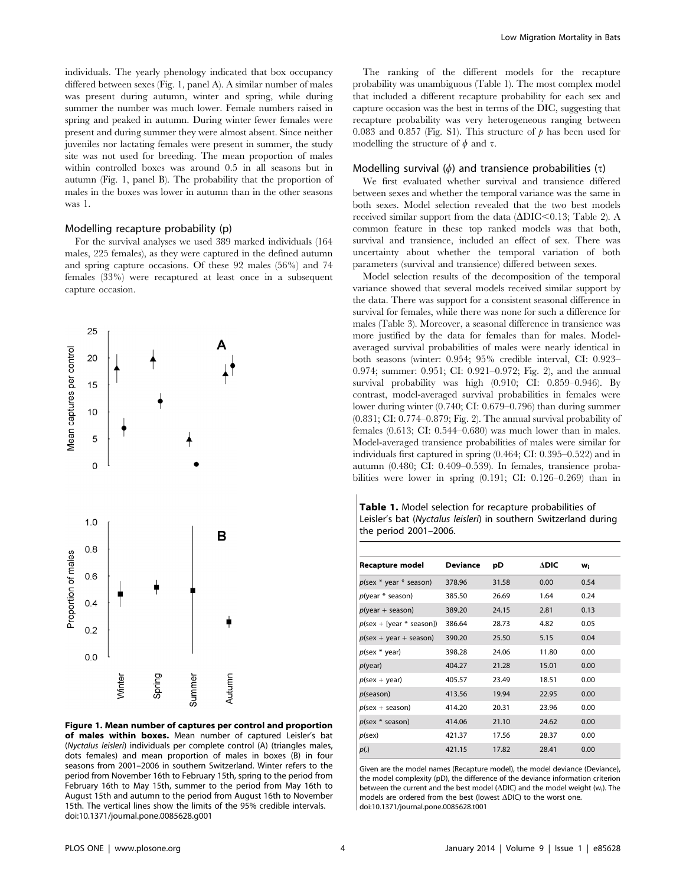individuals. The yearly phenology indicated that box occupancy differed between sexes (Fig. 1, panel A). A similar number of males was present during autumn, winter and spring, while during summer the number was much lower. Female numbers raised in spring and peaked in autumn. During winter fewer females were present and during summer they were almost absent. Since neither juveniles nor lactating females were present in summer, the study site was not used for breeding. The mean proportion of males within controlled boxes was around 0.5 in all seasons but in autumn (Fig. 1, panel B). The probability that the proportion of males in the boxes was lower in autumn than in the other seasons was 1.

### Modelling recapture probability (p)

For the survival analyses we used 389 marked individuals (164 males, 225 females), as they were captured in the defined autumn and spring capture occasions. Of these 92 males (56%) and 74 females (33%) were recaptured at least once in a subsequent capture occasion.

**Figure 1. Mean number of captures per control and proportion of males within boxes.** Mean number of captured Leisler's bat (*Nyctalus leisleri*) individuals per complete control (A) (triangles males, dots females) and mean proportion of males in boxes (B) in four seasons from 2001–2006 in southern Switzerland. Winter refers to the period from November 16th to February 15th, spring to the period from February 16th to May 15th, summer to the period from May 16th to August 15th and autumn to the period from August 16th to November 15th. The vertical lines show the limits of the 95% credible intervals. doi:10.1371/journal.pone.0085628.g001

The ranking of the different models for the recapture probability was unambiguous (Table 1). The most complex model that included a different recapture probability for each sex and capture occasion was the best in terms of the DIC, suggesting that recapture probability was very heterogeneous ranging between 0.083 and 0.857 (Fig. S1). This structure of $p$ has been used for modelling the structure of $\phi$ and $\tau$.

### Modelling survival ($\phi$) and transience probabilities ($\tau$)

We first evaluated whether survival and transience differed between sexes and whether the temporal variance was the same in both sexes. Model selection revealed that the two best models received similar support from the data ($\Delta$DIC<0.13; Table 2). A common feature in these top ranked models was that both, survival and transience, included an effect of sex. There was uncertainty about whether the temporal variation of both parameters (survival and transience) differed between sexes.

Model selection results of the decomposition of the temporal variance showed that several models received similar support by the data. There was support for a consistent seasonal difference in survival for females, while there was none for such a difference for males (Table 3). Moreover, a seasonal difference in transience was more justified by the data for females than for males. Model-averaged survival probabilities of males were nearly identical in both seasons (winter: 0.954; 95% credible interval, CI: 0.923–0.974; summer: 0.951; CI: 0.921–0.972; Fig. 2), and the annual survival probability was high (0.910; CI: 0.859–0.946). By contrast, model-averaged survival probabilities in females were lower during winter (0.740; CI: 0.679–0.796) than during summer (0.831; CI: 0.774–0.879; Fig. 2). The annual survival probability of females (0.613; CI: 0.544–0.680) was much lower than in males. Model-averaged transience probabilities of males were similar for individuals first captured in spring (0.464; CI: 0.395–0.522) and in autumn (0.480; CI: 0.409–0.539). In females, transience probabilities were lower in spring (0.191; CI: 0.126–0.269) than in

**Table 1.** Model selection for recapture probabilities of Leisler's bat (*Nyctalus leisleri*) in southern Switzerland during the period 2001–2006.

| Recapture model | Deviance | pD | ΔDIC | $w_i$ |
|---|---|---|---|---|
| $p$(sex * year * season) | 378.96 | 31.58 | 0.00 | 0.54 |
| $p$(year * season) | 385.50 | 26.69 | 1.64 | 0.24 |
| $p$(year + season) | 389.20 | 24.15 | 2.81 | 0.13 |
| $p$(sex + [year * season]) | 386.64 | 28.73 | 4.82 | 0.05 |
| $p$(sex + year + season) | 390.20 | 25.50 | 5.15 | 0.04 |
| $p$(sex * year) | 398.28 | 24.06 | 11.80 | 0.00 |
| $p$(year) | 404.27 | 21.28 | 15.01 | 0.00 |
| $p$(sex + year) | 405.57 | 23.49 | 18.51 | 0.00 |
| $p$(season) | 413.56 | 19.94 | 22.95 | 0.00 |
| $p$(sex + season) | 414.20 | 20.31 | 23.96 | 0.00 |
| $p$(sex * season) | 414.06 | 21.10 | 24.62 | 0.00 |
| $p$(sex) | 421.37 | 17.56 | 28.37 | 0.00 |
| $p$(.) | 421.15 | 17.82 | 28.41 | 0.00 |

Given are the model names (Recapture model), the model deviance (Deviance), the model complexity (pD), the difference of the deviance information criterion between the current and the best model (ΔDIC) and the model weight ($w_i$). The models are ordered from the best (lowest ΔDIC) to the worst one. doi:10.1371/journal.pone.0085628.t001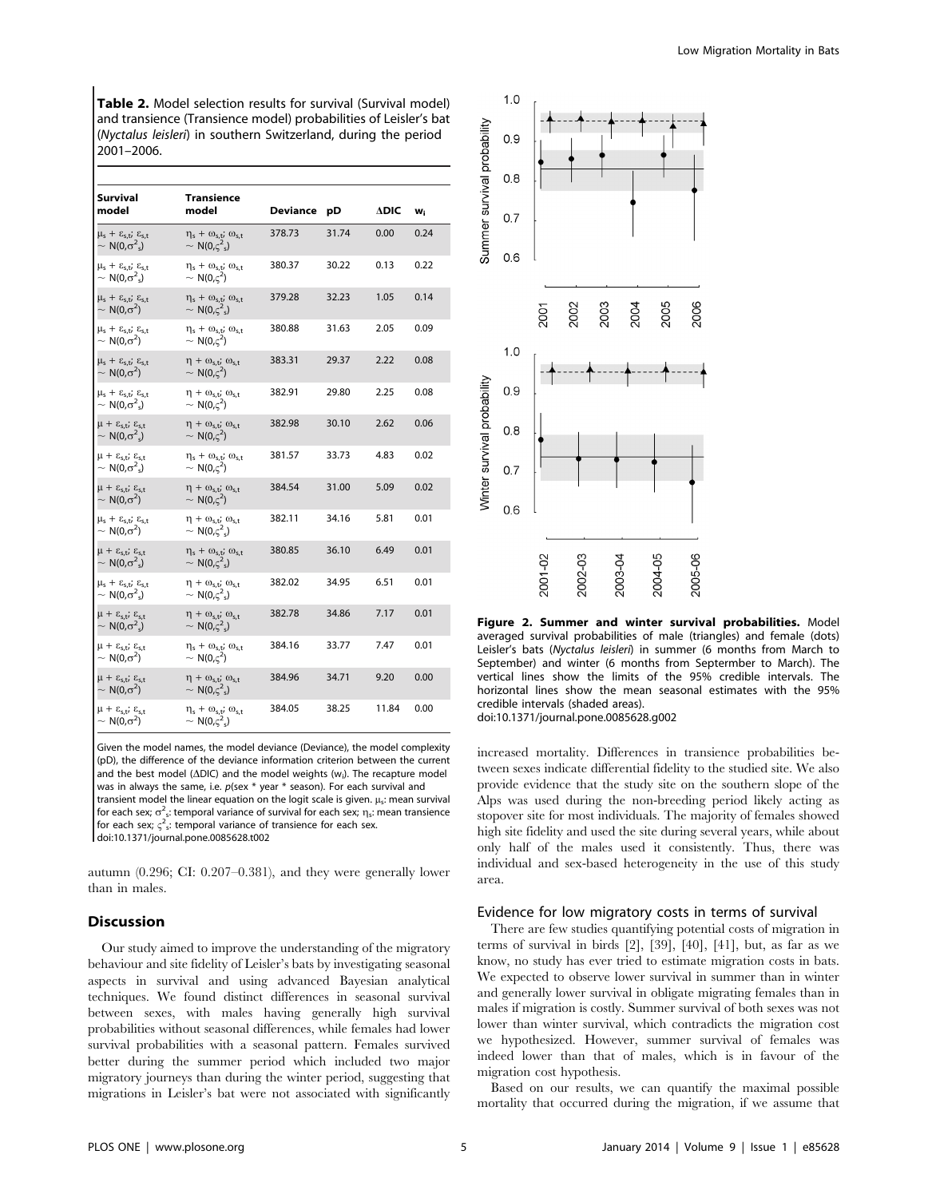**Table 2.** Model selection results for survival (Survival model) and transience (Transience model) probabilities of Leisler's bat (*Nyctalus leisleri*) in southern Switzerland, during the period 2001–2006.

| Survival model | Transience model | Deviance | pD | ΔDIC | $w_i$ |
|---|---|---|---|---|---|
| $\mu_s + \varepsilon_{s,t}$; $\varepsilon_{s,t} \sim N(0,\sigma^2_s)$ | $\eta_s + \omega_{s,t}$; $\omega_{s,t} \sim N(0,\varsigma^2_s)$ | 378.73 | 31.74 | 0.00 | 0.24 |
| $\mu_s + \varepsilon_{s,t}$; $\varepsilon_{s,t} \sim N(0,\sigma^2_s)$ | $\eta_s + \omega_{s,t}$; $\omega_{s,t} \sim N(0,\varsigma^2)$ | 380.37 | 30.22 | 0.13 | 0.22 |
| $\mu_s + \varepsilon_{s,t}$; $\varepsilon_{s,t} \sim N(0,\sigma^2)$ | $\eta_s + \omega_{s,t}$; $\omega_{s,t} \sim N(0,\varsigma^2_s)$ | 379.28 | 32.23 | 1.05 | 0.14 |
| $\mu_s + \varepsilon_{s,t}$; $\varepsilon_{s,t} \sim N(0,\sigma^2)$ | $\eta_s + \omega_{s,t}$; $\omega_{s,t} \sim N(0,\varsigma^2)$ | 380.88 | 31.63 | 2.05 | 0.09 |
| $\mu_s + \varepsilon_{s,t}$; $\varepsilon_{s,t} \sim N(0,\sigma^2)$ | $\eta + \omega_{s,t}$; $\omega_{s,t} \sim N(0,\varsigma^2)$ | 383.31 | 29.37 | 2.22 | 0.08 |
| $\mu_s + \varepsilon_{s,t}$; $\varepsilon_{s,t} \sim N(0,\sigma^2_s)$ | $\eta + \omega_{s,t}$; $\omega_{s,t} \sim N(0,\varsigma^2)$ | 382.91 | 29.80 | 2.25 | 0.08 |
| $\mu + \varepsilon_{s,t}$; $\varepsilon_{s,t} \sim N(0,\sigma^2_s)$ | $\eta + \omega_{s,t}$; $\omega_{s,t} \sim N(0,\varsigma^2)$ | 382.98 | 30.10 | 2.62 | 0.06 |
| $\mu + \varepsilon_{s,t}$; $\varepsilon_{s,t} \sim N(0,\sigma^2_s)$ | $\eta_s + \omega_{s,t}$; $\omega_{s,t} \sim N(0,\varsigma^2)$ | 381.57 | 33.73 | 4.83 | 0.02 |
| $\mu + \varepsilon_{s,t}$; $\varepsilon_{s,t} \sim N(0,\sigma^2)$ | $\eta + \omega_{s,t}$; $\omega_{s,t} \sim N(0,\varsigma^2)$ | 384.54 | 31.00 | 5.09 | 0.02 |
| $\mu_s + \varepsilon_{s,t}$; $\varepsilon_{s,t} \sim N(0,\sigma^2)$ | $\eta + \omega_{s,t}$; $\omega_{s,t} \sim N(0,\varsigma^2_s)$ | 382.11 | 34.16 | 5.81 | 0.01 |
| $\mu + \varepsilon_{s,t}$; $\varepsilon_{s,t} \sim N(0,\sigma^2_s)$ | $\eta_s + \omega_{s,t}$; $\omega_{s,t} \sim N(0,\varsigma^2_s)$ | 380.85 | 36.10 | 6.49 | 0.01 |
| $\mu_s + \varepsilon_{s,t}$; $\varepsilon_{s,t} \sim N(0,\sigma^2_s)$ | $\eta + \omega_{s,t}$; $\omega_{s,t} \sim N(0,\varsigma^2_s)$ | 382.02 | 34.95 | 6.51 | 0.01 |
| $\mu + \varepsilon_{s,t}$; $\varepsilon_{s,t} \sim N(0,\sigma^2_s)$ | $\eta + \omega_{s,t}$; $\omega_{s,t} \sim N(0,\varsigma^2_s)$ | 382.78 | 34.86 | 7.17 | 0.01 |
| $\mu + \varepsilon_{s,t}$; $\varepsilon_{s,t} \sim N(0,\sigma^2)$ | $\eta_s + \omega_{s,t}$; $\omega_{s,t} \sim N(0,\varsigma^2)$ | 384.16 | 33.77 | 7.47 | 0.01 |
| $\mu + \varepsilon_{s,t}$; $\varepsilon_{s,t} \sim N(0,\sigma^2)$ | $\eta + \omega_{s,t}$; $\omega_{s,t} \sim N(0,\varsigma^2_s)$ | 384.96 | 34.71 | 9.20 | 0.00 |
| $\mu + \varepsilon_{s,t}$; $\varepsilon_{s,t} \sim N(0,\sigma^2)$ | $\eta_s + \omega_{s,t}$; $\omega_{s,t} \sim N(0,\varsigma^2_s)$ | 384.05 | 38.25 | 11.84 | 0.00 |

Given the model names, the model deviance (Deviance), the model complexity (pD), the difference of the deviance information criterion between the current and the best model (ΔDIC) and the model weights ($w_i$). The recapture model was in always the same, i.e. *p*(sex \* year \* season). For each survival and transient model the linear equation on the logit scale is given. $\mu_s$: mean survival for each sex; $\sigma^2_s$: temporal variance of survival for each sex; $\eta_s$: mean transience for each sex; $\varsigma^2_s$: temporal variance of transience for each sex.
doi:10.1371/journal.pone.0085628.t002

autumn (0.296; CI: 0.207–0.381), and they were generally lower than in males.

## Discussion

Our study aimed to improve the understanding of the migratory behaviour and site fidelity of Leisler's bats by investigating seasonal aspects in survival and using advanced Bayesian analytical techniques. We found distinct differences in seasonal survival between sexes, with males having generally high survival probabilities without seasonal differences, while females had lower survival probabilities with a seasonal pattern. Females survived better during the summer period which included two major migratory journeys than during the winter period, suggesting that migrations in Leisler's bat were not associated with significantly increased mortality. Differences in transience probabilities between sexes indicate differential fidelity to the studied site. We also provide evidence that the study site on the southern slope of the Alps was used during the non-breeding period likely acting as stopover site for most individuals. The majority of females showed high site fidelity and used the site during several years, while about only half of the males used it consistently. Thus, there was individual and sex-based heterogeneity in the use of this study area.

**Figure 2. Summer and winter survival probabilities.** Model averaged survival probabilities of male (triangles) and female (dots) Leisler's bats (*Nyctalus leisleri*) in summer (6 months from March to September) and winter (6 months from Septermber to March). The vertical lines show the limits of the 95% credible intervals. The horizontal lines show the mean seasonal estimates with the 95% credible intervals (shaded areas).
doi:10.1371/journal.pone.0085628.g002

### Evidence for low migratory costs in terms of survival

There are few studies quantifying potential costs of migration in terms of survival in birds [2], [39], [40], [41], but, as far as we know, no study has ever tried to estimate migration costs in bats. We expected to observe lower survival in summer than in winter and generally lower survival in obligate migrating females than in males if migration is costly. Summer survival of both sexes was not lower than winter survival, which contradicts the migration cost we hypothesized. However, summer survival of females was indeed lower than that of males, which is in favour of the migration cost hypothesis.

Based on our results, we can quantify the maximal possible mortality that occurred during the migration, if we assume that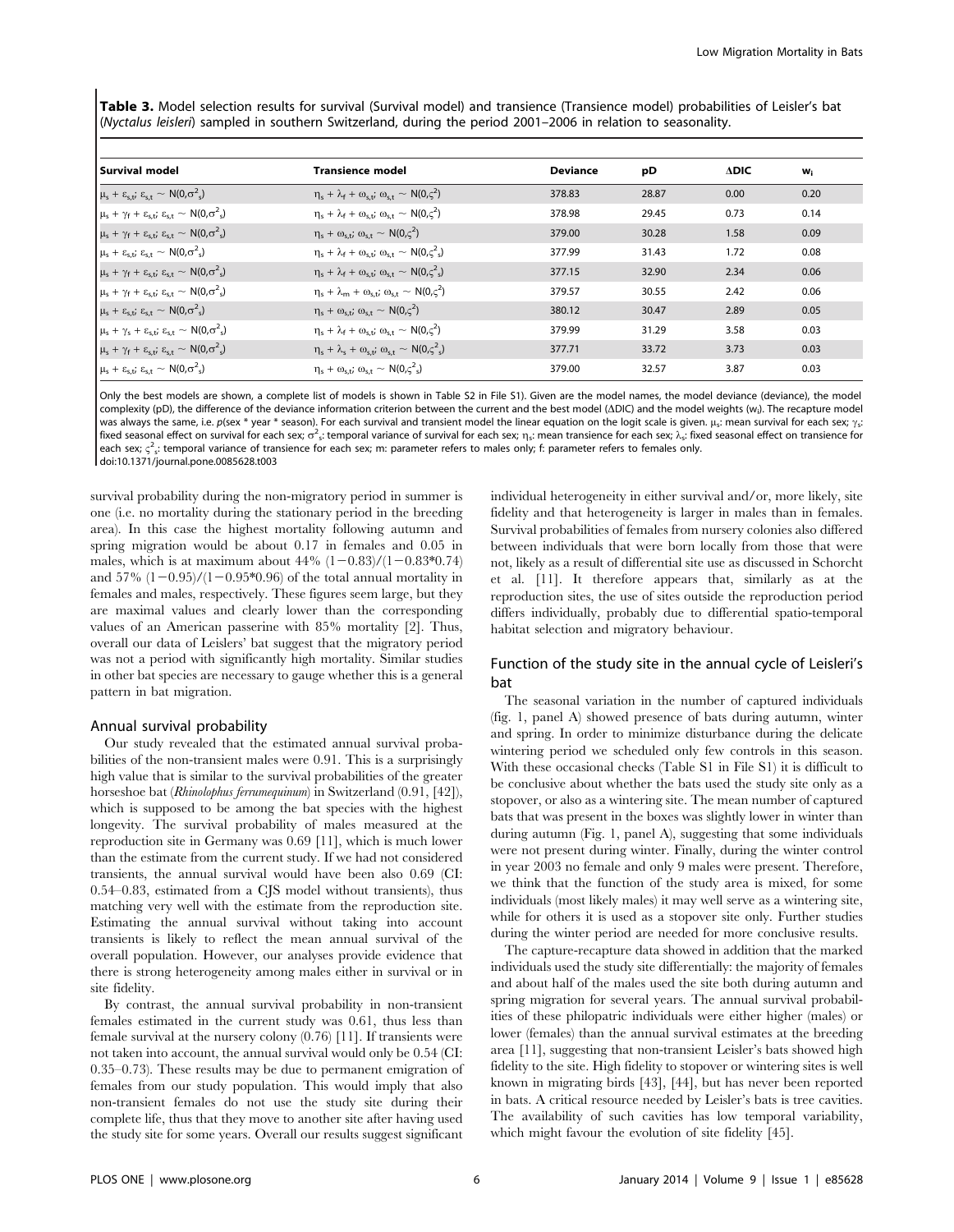**Table 3.** Model selection results for survival (Survival model) and transience (Transience model) probabilities of Leisler's bat (*Nyctalus leisleri*) sampled in southern Switzerland, during the period 2001–2006 in relation to seasonality.

| Survival model | Transience model | Deviance | pD | ΔDIC | $w_i$ |
|---|---|---|---|---|---|
| $\mu_s + \varepsilon_{s,t}; \varepsilon_{s,t} \sim N(0,\sigma^2_s)$ | $\eta_s + \lambda_f + \omega_{s,t}; \omega_{s,t} \sim N(0,\varsigma^2)$ | 378.83 | 28.87 | 0.00 | 0.20 |
| $\mu_s + \gamma_f + \varepsilon_{s,t}; \varepsilon_{s,t} \sim N(0,\sigma^2_s)$ | $\eta_s + \lambda_f + \omega_{s,t}; \omega_{s,t} \sim N(0,\varsigma^2)$ | 378.98 | 29.45 | 0.73 | 0.14 |
| $\mu_s + \gamma_f + \varepsilon_{s,t}; \varepsilon_{s,t} \sim N(0,\sigma^2_s)$ | $\eta_s + \omega_{s,t}; \omega_{s,t} \sim N(0,\varsigma^2)$ | 379.00 | 30.28 | 1.58 | 0.09 |
| $\mu_s + \varepsilon_{s,t}; \varepsilon_{s,t} \sim N(0,\sigma^2_s)$ | $\eta_s + \lambda_f + \omega_{s,t}; \omega_{s,t} \sim N(0,\varsigma^2_s)$ | 377.99 | 31.43 | 1.72 | 0.08 |
| $\mu_s + \gamma_f + \varepsilon_{s,t}; \varepsilon_{s,t} \sim N(0,\sigma^2_s)$ | $\eta_s + \lambda_f + \omega_{s,t}; \omega_{s,t} \sim N(0,\varsigma^2_s)$ | 377.15 | 32.90 | 2.34 | 0.06 |
| $\mu_s + \gamma_f + \varepsilon_{s,t}; \varepsilon_{s,t} \sim N(0,\sigma^2_s)$ | $\eta_s + \lambda_m + \omega_{s,t}; \omega_{s,t} \sim N(0,\varsigma^2)$ | 379.57 | 30.55 | 2.42 | 0.06 |
| $\mu_s + \varepsilon_{s,t}; \varepsilon_{s,t} \sim N(0,\sigma^2_s)$ | $\eta_s + \omega_{s,t}; \omega_{s,t} \sim N(0,\varsigma^2)$ | 380.12 | 30.47 | 2.89 | 0.05 |
| $\mu_s + \gamma_s + \varepsilon_{s,t}; \varepsilon_{s,t} \sim N(0,\sigma^2_s)$ | $\eta_s + \lambda_f + \omega_{s,t}; \omega_{s,t} \sim N(0,\varsigma^2)$ | 379.99 | 31.29 | 3.58 | 0.03 |
| $\mu_s + \gamma_f + \varepsilon_{s,t}; \varepsilon_{s,t} \sim N(0,\sigma^2_s)$ | $\eta_s + \lambda_s + \omega_{s,t}; \omega_{s,t} \sim N(0,\varsigma^2_s)$ | 377.71 | 33.72 | 3.73 | 0.03 |
| $\mu_s + \varepsilon_{s,t}; \varepsilon_{s,t} \sim N(0,\sigma^2_s)$ | $\eta_s + \omega_{s,t}; \omega_{s,t} \sim N(0,\varsigma^2_s)$ | 379.00 | 32.57 | 3.87 | 0.03 |

Only the best models are shown, a complete list of models is shown in Table S2 in File S1). Given are the model names, the model deviance (deviance), the model complexity (pD), the difference of the deviance information criterion between the current and the best model (ΔDIC) and the model weights ($w_i$). The recapture model was always the same, i.e. p(sex * year * season). For each survival and transient model the linear equation on the logit scale is given. $\mu_s$: mean survival for each sex; $\gamma_s$: fixed seasonal effect on survival for each sex; $\sigma^2_s$: temporal variance of survival for each sex; $\eta_s$: mean transience for each sex; $\lambda_s$: fixed seasonal effect on transience for each sex; $\varsigma^2_s$: temporal variance of transience for each sex; m: parameter refers to males only; f: parameter refers to females only.
doi:10.1371/journal.pone.0085628.t003

survival probability during the non-migratory period in summer is one (i.e. no mortality during the stationary period in the breeding area). In this case the highest mortality following autumn and spring migration would be about 0.17 in females and 0.05 in males, which is at maximum about 44% $(1-0.83)/(1-0.83*0.74)$ and 57% $(1-0.95)/(1-0.95*0.96)$ of the total annual mortality in females and males, respectively. These figures seem large, but they are maximal values and clearly lower than the corresponding values of an American passerine with 85% mortality [2]. Thus, overall our data of Leislers' bat suggest that the migratory period was not a period with significantly high mortality. Similar studies in other bat species are necessary to gauge whether this is a general pattern in bat migration.

### Annual survival probability

Our study revealed that the estimated annual survival probabilities of the non-transient males were 0.91. This is a surprisingly high value that is similar to the survival probabilities of the greater horseshoe bat (*Rhinolophus ferrumequinum*) in Switzerland (0.91, [42]), which is supposed to be among the bat species with the highest longevity. The survival probability of males measured at the reproduction site in Germany was 0.69 [11], which is much lower than the estimate from the current study. If we had not considered transients, the annual survival would have been also 0.69 (CI: 0.54–0.83, estimated from a CJS model without transients), thus matching very well with the estimate from the reproduction site. Estimating the annual survival without taking into account transients is likely to reflect the mean annual survival of the overall population. However, our analyses provide evidence that there is strong heterogeneity among males either in survival or in site fidelity.

By contrast, the annual survival probability in non-transient females estimated in the current study was 0.61, thus less than female survival at the nursery colony (0.76) [11]. If transients were not taken into account, the annual survival would only be 0.54 (CI: 0.35–0.73). These results may be due to permanent emigration of females from our study population. This would imply that also non-transient females do not use the study site during their complete life, thus that they move to another site after having used the study site for some years. Overall our results suggest significant individual heterogeneity in either survival and/or, more likely, site fidelity and that heterogeneity is larger in males than in females. Survival probabilities of females from nursery colonies also differed between individuals that were born locally from those that were not, likely as a result of differential site use as discussed in Schorcht et al. [11]. It therefore appears that, similarly as at the reproduction sites, the use of sites outside the reproduction period differs individually, probably due to differential spatio-temporal habitat selection and migratory behaviour.

### Function of the study site in the annual cycle of Leisleri's bat

The seasonal variation in the number of captured individuals (fig. 1, panel A) showed presence of bats during autumn, winter and spring. In order to minimize disturbance during the delicate wintering period we scheduled only few controls in this season. With these occasional checks (Table S1 in File S1) it is difficult to be conclusive about whether the bats used the study site only as a stopover, or also as a wintering site. The mean number of captured bats that was present in the boxes was slightly lower in winter than during autumn (Fig. 1, panel A), suggesting that some individuals were not present during winter. Finally, during the winter control in year 2003 no female and only 9 males were present. Therefore, we think that the function of the study area is mixed, for some individuals (most likely males) it may well serve as a wintering site, while for others it is used as a stopover site only. Further studies during the winter period are needed for more conclusive results.

The capture-recapture data showed in addition that the marked individuals used the study site differentially: the majority of females and about half of the males used the site both during autumn and spring migration for several years. The annual survival probabilities of these philopatric individuals were either higher (males) or lower (females) than the annual survival estimates at the breeding area [11], suggesting that non-transient Leisler's bats showed high fidelity to the site. High fidelity to stopover or wintering sites is well known in migrating birds [43], [44], but has never been reported in bats. A critical resource needed by Leisler's bats is tree cavities. The availability of such cavities has low temporal variability, which might favour the evolution of site fidelity [45].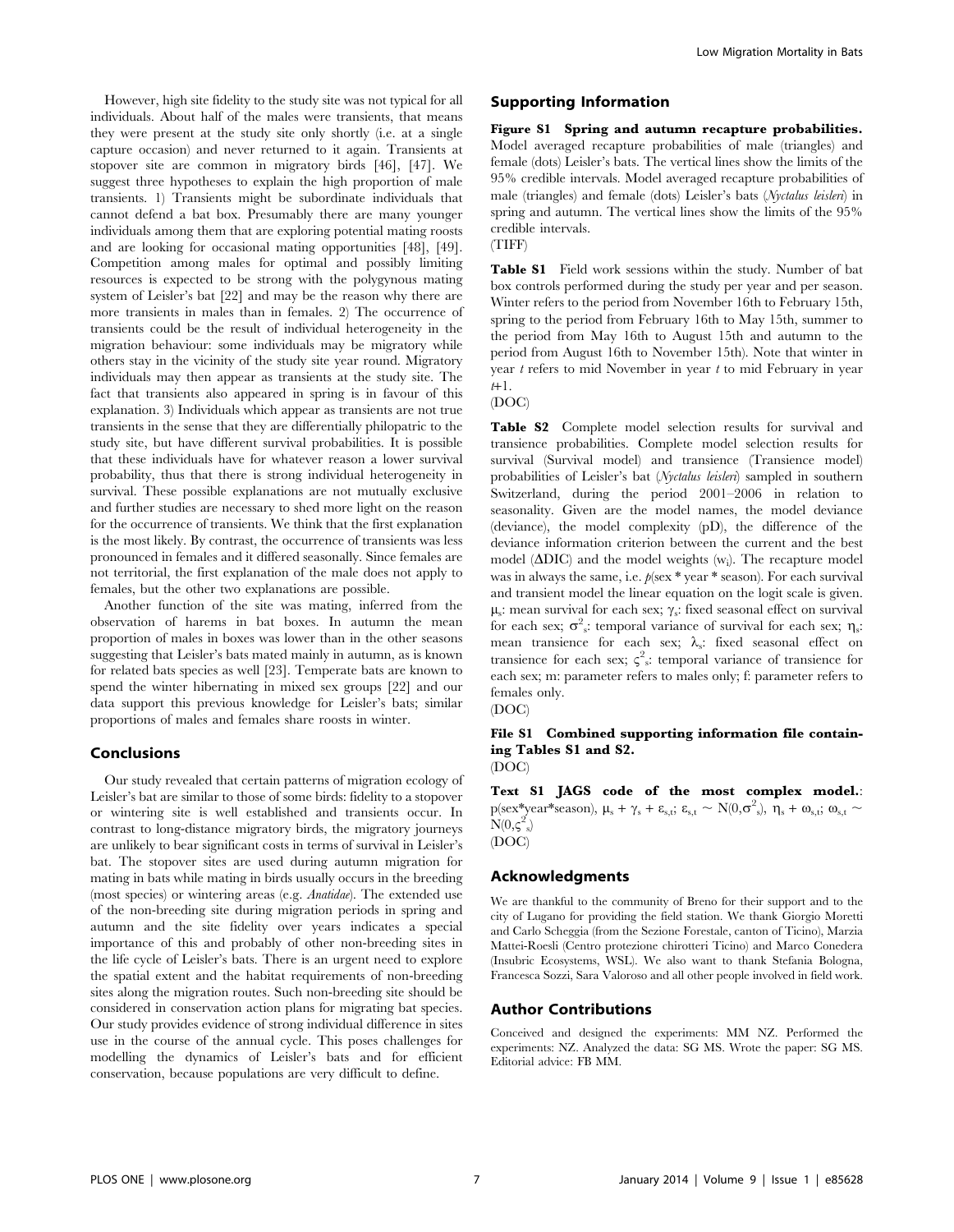However, high site fidelity to the study site was not typical for all individuals. About half of the males were transients, that means they were present at the study site only shortly (i.e. at a single capture occasion) and never returned to it again. Transients at stopover site are common in migratory birds [46], [47]. We suggest three hypotheses to explain the high proportion of male transients. 1) Transients might be subordinate individuals that cannot defend a bat box. Presumably there are many younger individuals among them that are exploring potential mating roosts and are looking for occasional mating opportunities [48], [49]. Competition among males for optimal and possibly limiting resources is expected to be strong with the polygynous mating system of Leisler's bat [22] and may be the reason why there are more transients in males than in females. 2) The occurrence of transients could be the result of individual heterogeneity in the migration behaviour: some individuals may be migratory while others stay in the vicinity of the study site year round. Migratory individuals may then appear as transients at the study site. The fact that transients also appeared in spring is in favour of this explanation. 3) Individuals which appear as transients are not true transients in the sense that they are differentially philopatric to the study site, but have different survival probabilities. It is possible that these individuals have for whatever reason a lower survival probability, thus that there is strong individual heterogeneity in survival. These possible explanations are not mutually exclusive and further studies are necessary to shed more light on the reason for the occurrence of transients. We think that the first explanation is the most likely. By contrast, the occurrence of transients was less pronounced in females and it differed seasonally. Since females are not territorial, the first explanation of the male does not apply to females, but the other two explanations are possible.

Another function of the site was mating, inferred from the observation of harems in bat boxes. In autumn the mean proportion of males in boxes was lower than in the other seasons suggesting that Leisler's bats mated mainly in autumn, as is known for related bats species as well [23]. Temperate bats are known to spend the winter hibernating in mixed sex groups [22] and our data support this previous knowledge for Leisler's bats; similar proportions of males and females share roosts in winter.

## Conclusions

Our study revealed that certain patterns of migration ecology of Leisler's bat are similar to those of some birds: fidelity to a stopover or wintering site is well established and transients occur. In contrast to long-distance migratory birds, the migratory journeys are unlikely to bear significant costs in terms of survival in Leisler's bat. The stopover sites are used during autumn migration for mating in bats while mating in birds usually occurs in the breeding (most species) or wintering areas (e.g. *Anatidae*). The extended use of the non-breeding site during migration periods in spring and autumn and the site fidelity over years indicates a special importance of this and probably of other non-breeding sites in the life cycle of Leisler's bats. There is an urgent need to explore the spatial extent and the habitat requirements of non-breeding sites along the migration routes. Such non-breeding site should be considered in conservation action plans for migrating bat species. Our study provides evidence of strong individual difference in sites use in the course of the annual cycle. This poses challenges for modelling the dynamics of Leisler's bats and for efficient conservation, because populations are very difficult to define.

## Supporting Information

**Figure S1 Spring and autumn recapture probabilities.** Model averaged recapture probabilities of male (triangles) and female (dots) Leisler's bats. The vertical lines show the limits of the 95% credible intervals. Model averaged recapture probabilities of male (triangles) and female (dots) Leisler's bats (*Nyctalus leisleri*) in spring and autumn. The vertical lines show the limits of the 95% credible intervals.
(TIFF)

**Table S1** Field work sessions within the study. Number of bat box controls performed during the study per year and per season. Winter refers to the period from November 16th to February 15th, spring to the period from February 16th to May 15th, summer to the period from May 16th to August 15th and autumn to the period from August 16th to November 15th). Note that winter in year $t$ refers to mid November in year $t$ to mid February in year $t$+1.
(DOC)

**Table S2** Complete model selection results for survival and transience probabilities. Complete model selection results for survival (Survival model) and transience (Transience model) probabilities of Leisler's bat (*Nyctalus leisleri*) sampled in southern Switzerland, during the period 2001–2006 in relation to seasonality. Given are the model names, the model deviance (deviance), the model complexity (pD), the difference of the deviance information criterion between the current and the best model ($\Delta$DIC) and the model weights ($w_i$). The recapture model was in always the same, i.e. $p$(sex * year * season). For each survival and transient model the linear equation on the logit scale is given. $\mu_s$: mean survival for each sex; $\gamma_s$: fixed seasonal effect on survival for each sex; $\sigma^2_s$: temporal variance of survival for each sex; $\eta_s$: mean transience for each sex; $\lambda_s$: fixed seasonal effect on transience for each sex; $\varsigma^2_s$: temporal variance of transience for each sex; m: parameter refers to males only; f: parameter refers to females only.
(DOC)

**File S1 Combined supporting information file containing Tables S1 and S2.**
(DOC)

**Text S1 JAGS code of the most complex model.**: p(sex*year*season), $\mu_s + \gamma_s + \varepsilon_{s,t}$; $\varepsilon_{s,t} \sim N(0,\sigma^2_s)$, $\eta_s + \omega_{s,t}$; $\omega_{s,t} \sim N(0,\varsigma^2_s)$
(DOC)

## Acknowledgments

We are thankful to the community of Breno for their support and to the city of Lugano for providing the field station. We thank Giorgio Moretti and Carlo Scheggia (from the Sezione Forestale, canton of Ticino), Marzia Mattei-Roesli (Centro protezione chirotteri Ticino) and Marco Conedera (Insubric Ecosystems, WSL). We also want to thank Stefania Bologna, Francesca Sozzi, Sara Valoroso and all other people involved in field work.

## Author Contributions

Conceived and designed the experiments: MM NZ. Performed the experiments: NZ. Analyzed the data: SG MS. Wrote the paper: SG MS. Editorial advice: FB MM.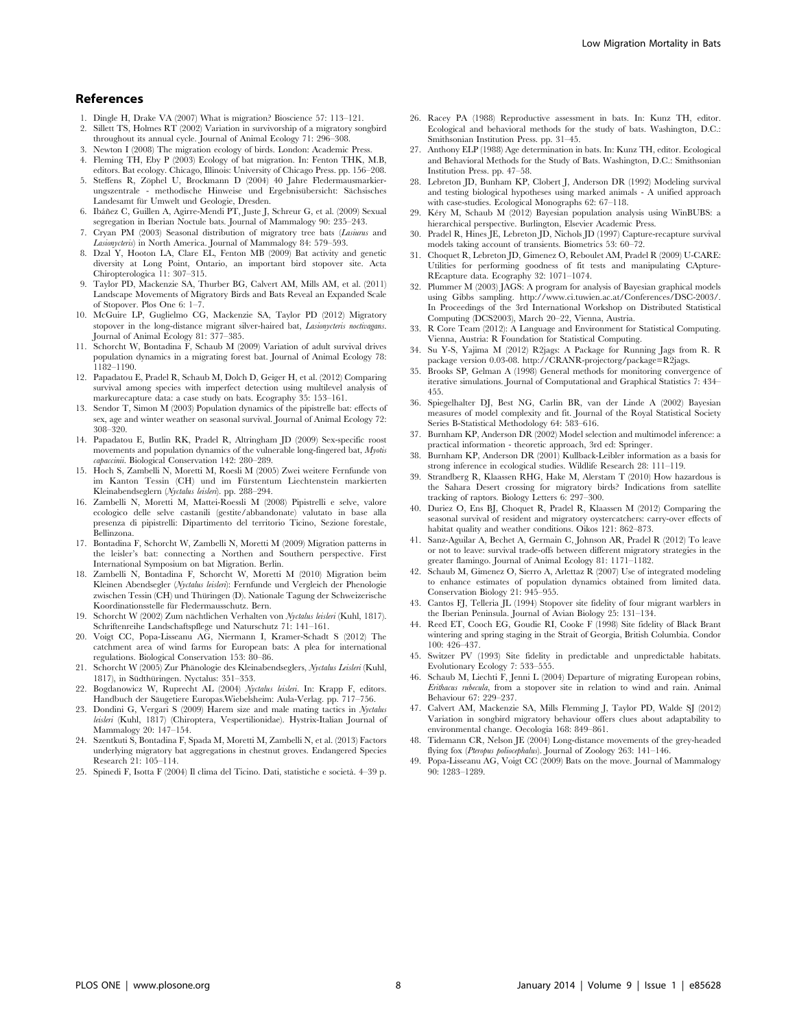## References

1. Dingle H, Drake VA (2007) What is migration? Bioscience 57: 113–121.
2. Sillett TS, Holmes RT (2002) Variation in survivorship of a migratory songbird throughout its annual cycle. Journal of Animal Ecology 71: 296–308.
3. Newton I (2008) The migration ecology of birds. London: Academic Press.
4. Fleming TH, Eby P (2003) Ecology of bat migration. In: Fenton THK, M.B, editors. Bat ecology. Chicago, Illinois: University of Chicago Press. pp. 156–208.
5. Steffens R, Zöphel U, Brockmann D (2004) 40 Jahre Fledermausmarkierungszentrale - methodische Hinweise und Ergebnisübersicht: Sächsisches Landesamt für Umwelt und Geologie, Dresden.
6. Ibáñez C, Guillen A, Agirre-Mendi PT, Juste J, Schreur G, et al. (2009) Sexual segregation in Iberian Noctule bats. Journal of Mammalogy 90: 235–243.
7. Cryan PM (2003) Seasonal distribution of migratory tree bats (*Lasiurus* and *Lasionycteris*) in North America. Journal of Mammalogy 84: 579–593.
8. Dzal Y, Hooton LA, Clare EL, Fenton MB (2009) Bat activity and genetic diversity at Long Point, Ontario, an important bird stopover site. Acta Chiropterologica 11: 307–315.
9. Taylor PD, Mackenzie SA, Thurber BG, Calvert AM, Mills AM, et al. (2011) Landscape Movements of Migratory Birds and Bats Reveal an Expanded Scale of Stopover. Plos One 6: 1–7.
10. McGuire LP, Guglielmo CG, Mackenzie SA, Taylor PD (2012) Migratory stopover in the long-distance migrant silver-haired bat, *Lasionycteris noctivagans*. Journal of Animal Ecology 81: 377–385.
11. Schorcht W, Bontadina F, Schaub M (2009) Variation of adult survival drives population dynamics in a migrating forest bat. Journal of Animal Ecology 78: 1182–1190.
12. Papadatou E, Pradel R, Schaub M, Dolch D, Geiger H, et al. (2012) Comparing survival among species with imperfect detection using multilevel analysis of markurecapture data: a case study on bats. Ecography 35: 153–161.
13. Sendor T, Simon M (2003) Population dynamics of the pipistrelle bat: effects of sex, age and winter weather on seasonal survival. Journal of Animal Ecology 72: 308–320.
14. Papadatou E, Butlin RK, Pradel R, Altringham JD (2009) Sex-specific roost movements and population dynamics of the vulnerable long-fingered bat, *Myotis capaccinii*. Biological Conservation 142: 280–289.
15. Hoch S, Zambelli N, Moretti M, Roesli M (2005) Zwei weitere Fernfunde von im Kanton Tessin (CH) und im Fürstentum Liechtenstein markierten Kleinabendseglern (*Nyctalus leisleri*). pp. 288–294.
16. Zambelli N, Moretti M, Mattei-Roessli M (2008) Pipistrelli e selve, valore ecologico delle selve castanili (gestite/abbandonate) valutato in base alla presenza di pipistrelli: Dipartimento del territorio Ticino, Sezione forestale, Bellinzona.
17. Bontadina F, Schorcht W, Zambelli N, Moretti M (2009) Migration patterns in the leisler's bat: connecting a Northen and Southern perspective. First International Symposium on bat Migration. Berlin.
18. Zambelli N, Bontadina F, Schorcht W, Moretti M (2010) Migration beim Kleinen Abendsegler (*Nyctalus leisleri*): Fernfunde und Vergleich der Phenologie zwischen Tessin (CH) und Thüringen (D). Nationale Tagung der Schweizerische Koordinationsstelle für Fledermausschutz. Bern.
19. Schorcht W (2002) Zum nächtlichen Verhalten von *Nyctalus leisleri* (Kuhl, 1817). Schriftenreihe Landschaftspflege und Naturschutz 71: 141–161.
20. Voigt CC, Popa-Lisseanu AG, Niermann I, Kramer-Schadt S (2012) The catchment area of wind farms for European bats: A plea for international regulations. Biological Conservation 153: 80–86.
21. Schorcht W (2005) Zur Phänologie des Kleinabendseglers, *Nyctalus Leisleri* (Kuhl, 1817), in Südthüringen. Nyctalus: 351–353.
22. Bogdanowicz W, Ruprecht AL (2004) *Nyctalus leisleri*. In: Krapp F, editors. Handbuch der Säugetiere Europas.Wiebelsheim: Aula-Verlag. pp. 717–756.
23. Dondini G, Vergari S (2009) Harem size and male mating tactics in *Nyctalus leisleri* (Kuhl, 1817) (Chiroptera, Vespertilionidae). Hystrix-Italian Journal of Mammalogy 20: 147–154.
24. Szentkuti S, Bontadina F, Spada M, Moretti M, Zambelli N, et al. (2013) Factors underlying migratory bat aggregations in chestnut groves. Endangered Species Research 21: 105–114.
25. Spinedi F, Isotta F (2004) Il clima del Ticino. Dati, statistiche e società. 4–39 p.
26. Racey PA (1988) Reproductive assessment in bats. In: Kunz TH, editor. Ecological and behavioral methods for the study of bats. Washington, D.C.: Smithsonian Institution Press. pp. 31–45.
27. Anthony ELP (1988) Age determination in bats. In: Kunz TH, editor. Ecological and Behavioral Methods for the Study of Bats. Washington, D.C.: Smithsonian Institution Press. pp. 47–58.
28. Lebreton JD, Burnham KP, Clobert J, Anderson DR (1992) Modeling survival and testing biological hypotheses using marked animals - A unified approach with case-studies. Ecological Monographs 62: 67–118.
29. Kéry M, Schaub M (2012) Bayesian population analysis using WinBUBS: a hierarchical perspective. Burlington, Elsevier Academic Press.
30. Pradel R, Hines JE, Lebreton JD, Nichols JD (1997) Capture-recapture survival models taking account of transients. Biometrics 53: 60–72.
31. Choquet R, Lebreton JD, Gimenez O, Reboulet AM, Pradel R (2009) U-CARE: Utilities for performing goodness of fit tests and manipulating CApture-REcapture data. Ecography 32: 1071–1074.
32. Plummer M (2003) JAGS: A program for analysis of Bayesian graphical models using Gibbs sampling. http://www.ci.tuwien.ac.at/Conferences/DSC-2003/. In Proceedings of the 3rd International Workshop on Distributed Statistical Computing (DCS2003), March 20–22, Vienna, Austria.
33. R Core Team (2012): A Language and Environment for Statistical Computing. Vienna, Austria: R Foundation for Statistical Computing.
34. Su Y-S, Yajima M (2012) R2jags: A Package for Running Jags from R. R package version 0.03-08. http://CRANR-projectorg/package=R2jags.
35. Brooks SP, Gelman A (1998) General methods for monitoring convergence of iterative simulations. Journal of Computational and Graphical Statistics 7: 434–455.
36. Spiegelhalter DJ, Best NG, Carlin BR, van der Linde A (2002) Bayesian measures of model complexity and fit. Journal of the Royal Statistical Society Series B-Statistical Methodology 64: 583–616.
37. Burnham KP, Anderson DR (2002) Model selection and multimodel inference: a practical information - theoretic approach, 3rd ed: Springer.
38. Burnham KP, Anderson DR (2001) Kullback-Leibler information as a basis for strong inference in ecological studies. Wildlife Research 28: 111–119.
39. Strandberg R, Klaassen RHG, Hake M, Alerstam T (2010) How hazardous is the Sahara Desert crossing for migratory birds? Indications from satellite tracking of raptors. Biology Letters 6: 297–300.
40. Duriez O, Ens BJ, Choquet R, Pradel R, Klaassen M (2012) Comparing the seasonal survival of resident and migratory oystercatchers: carry-over effects of habitat quality and weather conditions. Oikos 121: 862–873.
41. Sanz-Aguilar A, Bechet A, Germain C, Johnson AR, Pradel R (2012) To leave or not to leave: survival trade-offs between different migratory strategies in the greater flamingo. Journal of Animal Ecology 81: 1171–1182.
42. Schaub M, Gimenez O, Sierro A, Arlettaz R (2007) Use of integrated modeling to enhance estimates of population dynamics obtained from limited data. Conservation Biology 21: 945–955.
43. Cantos FJ, Telleria JL (1994) Stopover site fidelity of four migrant warblers in the Iberian Peninsula. Journal of Avian Biology 25: 131–134.
44. Reed ET, Cooch EG, Goudie RI, Cooke F (1998) Site fidelity of Black Brant wintering and spring staging in the Strait of Georgia, British Columbia. Condor 100: 426–437.
45. Switzer PV (1993) Site fidelity in predictable and unpredictable habitats. Evolutionary Ecology 7: 533–555.
46. Schaub M, Liechti F, Jenni L (2004) Departure of migrating European robins, *Erithacus rubecula*, from a stopover site in relation to wind and rain. Animal Behaviour 67: 229–237.
47. Calvert AM, Mackenzie SA, Mills Flemming J, Taylor PD, Walde SJ (2012) Variation in songbird migratory behaviour offers clues about adaptability to environmental change. Oecologia 168: 849–861.
48. Tidemann CR, Nelson JE (2004) Long-distance movements of the grey-headed flying fox (*Pteropus poliocephalus*). Journal of Zoology 263: 141–146.
49. Popa-Lisseanu AG, Voigt CC (2009) Bats on the move. Journal of Mammalogy 90: 1283–1289.